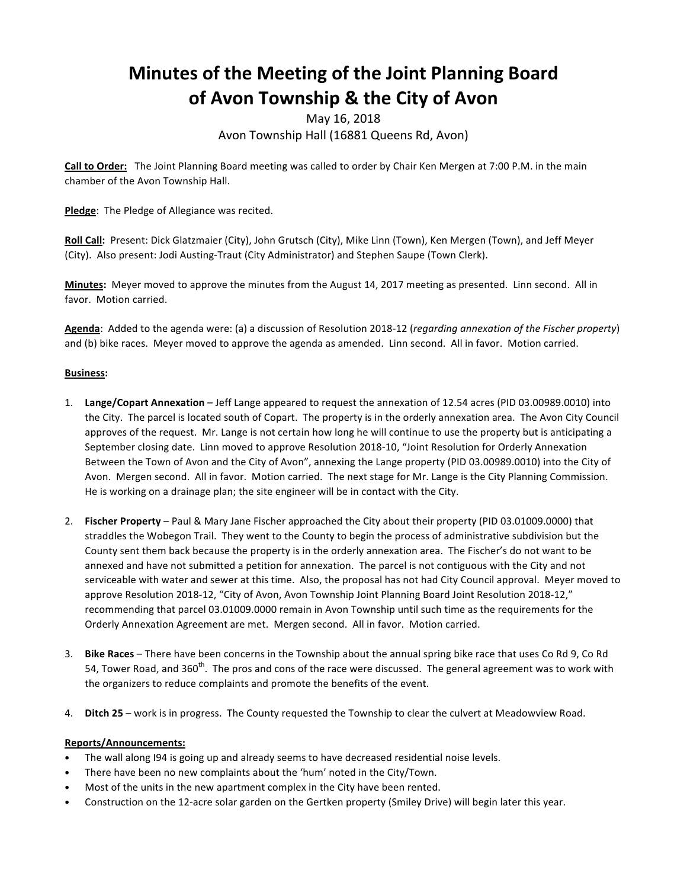# Minutes of the Meeting of the Joint Planning Board of Avon Township & the City of Avon

May 16, 2018

Avon Township Hall (16881 Queens Rd, Avon)

**Call to Order:** The Joint Planning Board meeting was called to order by Chair Ken Mergen at 7:00 P.M. in the main chamber of the Avon Township Hall.

**Pledge**: The Pledge of Allegiance was recited.

**Roll Call:** Present: Dick Glatzmaier (City), John Grutsch (City), Mike Linn (Town), Ken Mergen (Town), and Jeff Meyer (City). Also present: Jodi Austing-Traut (City Administrator) and Stephen Saupe (Town Clerk).

**Minutes:** Meyer moved to approve the minutes from the August 14, 2017 meeting as presented. Linn second. All in favor. Motion carried.

**Agenda**: Added to the agenda were: (a) a discussion of Resolution 2018-12 (*regarding annexation of the Fischer property*) and (b) bike races. Meyer moved to approve the agenda as amended. Linn second. All in favor. Motion carried.

**Business:**

1. **Lange/Copart Annexation** – Jeff Lange appeared to request the annexation of 12.54 acres (PID 03.00989.0010) into the City. The parcel is located south of Copart. The property is in the orderly annexation area. The Avon City Council approves of the request. Mr. Lange is not certain how long he will continue to use the property but is anticipating a September closing date. Linn moved to approve Resolution 2018-10, "Joint Resolution for Orderly Annexation Between the Town of Avon and the City of Avon", annexing the Lange property (PID 03.00989.0010) into the City of Avon. Mergen second. All in favor. Motion carried. The next stage for Mr. Lange is the City Planning Commission. He is working on a drainage plan; the site engineer will be in contact with the City.

2. **Fischer Property** – Paul & Mary Jane Fischer approached the City about their property (PID 03.01009.0000) that straddles the Wobegon Trail. They went to the County to begin the process of administrative subdivision but the County sent them back because the property is in the orderly annexation area. The Fischer's do not want to be annexed and have not submitted a petition for annexation. The parcel is not contiguous with the City and not serviceable with water and sewer at this time. Also, the proposal has not had City Council approval. Meyer moved to approve Resolution 2018-12, "City of Avon, Avon Township Joint Planning Board Joint Resolution 2018-12," recommending that parcel 03.01009.0000 remain in Avon Township until such time as the requirements for the Orderly Annexation Agreement are met. Mergen second. All in favor. Motion carried.

3. **Bike Races** – There have been concerns in the Township about the annual spring bike race that uses Co Rd 9, Co Rd 54, Tower Road, and 360th. The pros and cons of the race were discussed. The general agreement was to work with the organizers to reduce complaints and promote the benefits of the event.

4. **Ditch 25** – work is in progress. The County requested the Township to clear the culvert at Meadowview Road.

**Reports/Announcements:**

- The wall along I94 is going up and already seems to have decreased residential noise levels.
- There have been no new complaints about the 'hum' noted in the City/Town.
- Most of the units in the new apartment complex in the City have been rented.
- Construction on the 12-acre solar garden on the Gertken property (Smiley Drive) will begin later this year.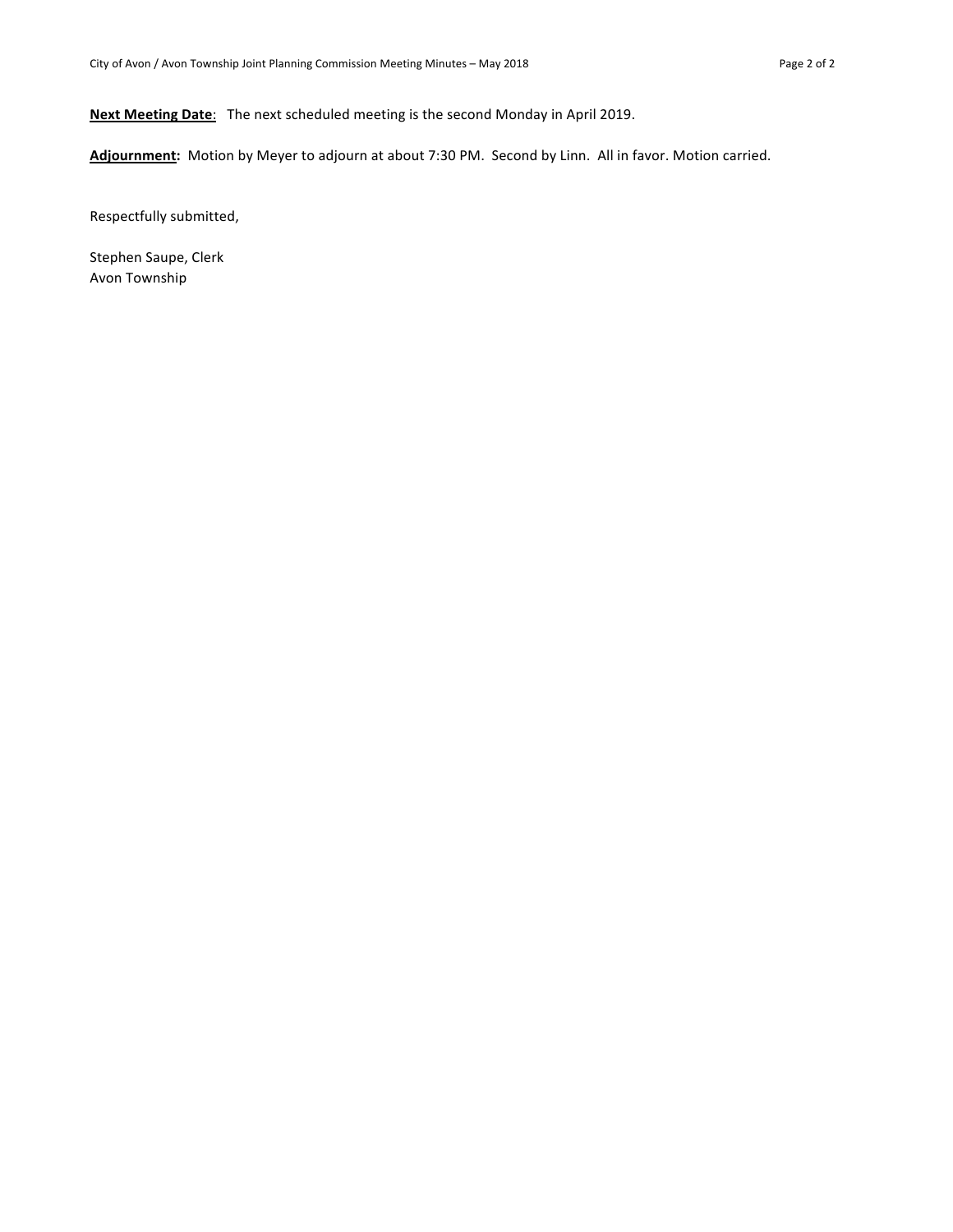**<u>Next Meeting Date</u>**: The next scheduled meeting is the second Monday in April 2019.

**<u>Adjournment</u>:** Motion by Meyer to adjourn at about 7:30 PM. Second by Linn. All in favor. Motion carried.

Respectfully submitted,

Stephen Saupe, Clerk
Avon Township